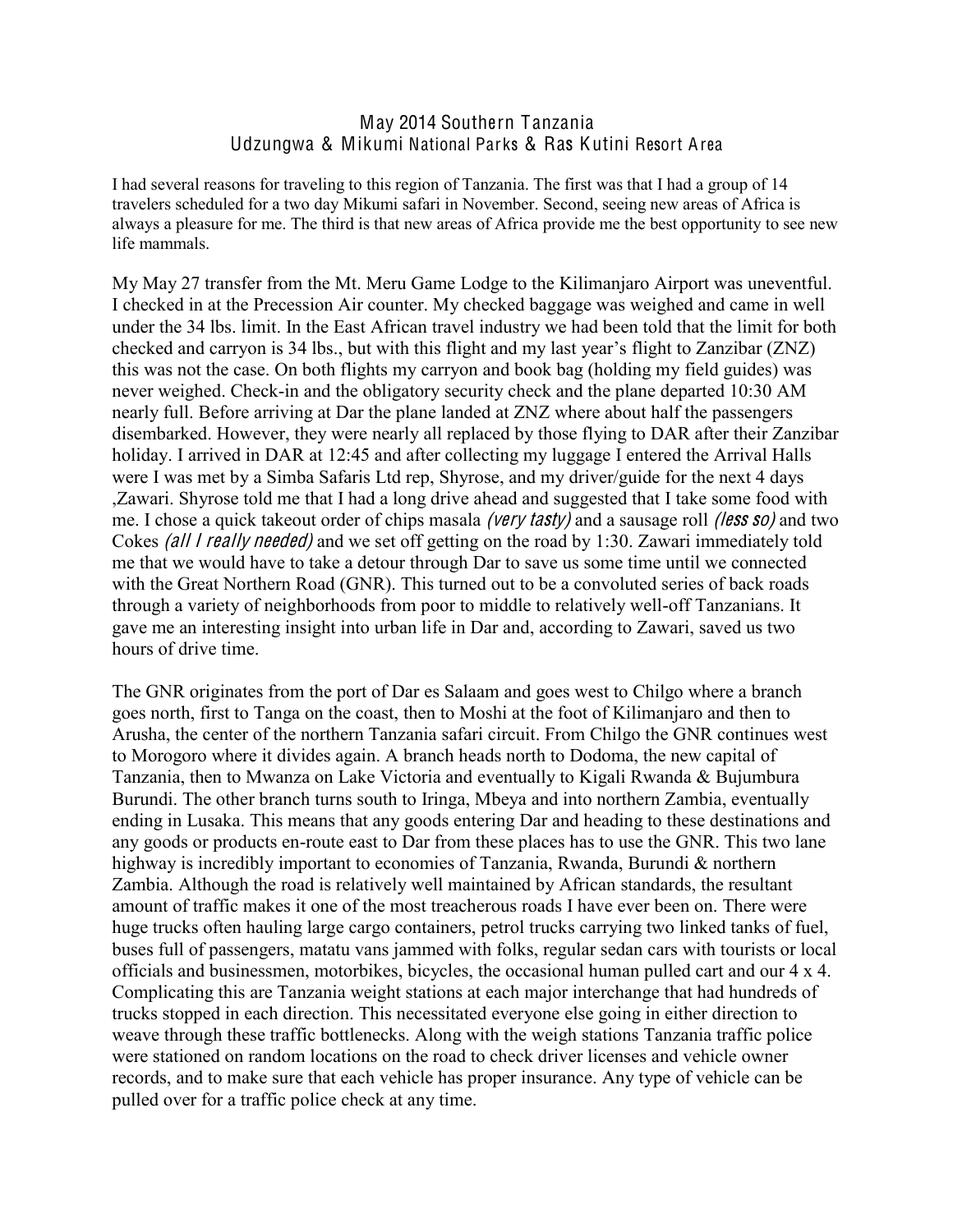# May 2014 Southern Tanzania
## Udzungwa & Mikumi National Parks & Ras Kutini Resort Area

I had several reasons for traveling to this region of Tanzania. The first was that I had a group of 14 travelers scheduled for a two day Mikumi safari in November. Second, seeing new areas of Africa is always a pleasure for me. The third is that new areas of Africa provide me the best opportunity to see new life mammals.

My May 27 transfer from the Mt. Meru Game Lodge to the Kilimanjaro Airport was uneventful. I checked in at the Precession Air counter. My checked baggage was weighed and came in well under the 34 lbs. limit. In the East African travel industry we had been told that the limit for both checked and carryon is 34 lbs., but with this flight and my last year's flight to Zanzibar (ZNZ) this was not the case. On both flights my carryon and book bag (holding my field guides) was never weighed. Check-in and the obligatory security check and the plane departed 10:30 AM nearly full. Before arriving at Dar the plane landed at ZNZ where about half the passengers disembarked. However, they were nearly all replaced by those flying to DAR after their Zanzibar holiday. I arrived in DAR at 12:45 and after collecting my luggage I entered the Arrival Halls were I was met by a Simba Safaris Ltd rep, Shyrose, and my driver/guide for the next 4 days ,Zawari. Shyrose told me that I had a long drive ahead and suggested that I take some food with me. I chose a quick takeout order of chips masala *(very tasty)* and a sausage roll *(less so)* and two Cokes *(all I really needed)* and we set off getting on the road by 1:30. Zawari immediately told me that we would have to take a detour through Dar to save us some time until we connected with the Great Northern Road (GNR). This turned out to be a convoluted series of back roads through a variety of neighborhoods from poor to middle to relatively well-off Tanzanians. It gave me an interesting insight into urban life in Dar and, according to Zawari, saved us two hours of drive time.

The GNR originates from the port of Dar es Salaam and goes west to Chilgo where a branch goes north, first to Tanga on the coast, then to Moshi at the foot of Kilimanjaro and then to Arusha, the center of the northern Tanzania safari circuit. From Chilgo the GNR continues west to Morogoro where it divides again. A branch heads north to Dodoma, the new capital of Tanzania, then to Mwanza on Lake Victoria and eventually to Kigali Rwanda & Bujumbura Burundi. The other branch turns south to Iringa, Mbeya and into northern Zambia, eventually ending in Lusaka. This means that any goods entering Dar and heading to these destinations and any goods or products en-route east to Dar from these places has to use the GNR. This two lane highway is incredibly important to economies of Tanzania, Rwanda, Burundi & northern Zambia. Although the road is relatively well maintained by African standards, the resultant amount of traffic makes it one of the most treacherous roads I have ever been on. There were huge trucks often hauling large cargo containers, petrol trucks carrying two linked tanks of fuel, buses full of passengers, matatu vans jammed with folks, regular sedan cars with tourists or local officials and businessmen, motorbikes, bicycles, the occasional human pulled cart and our 4 x 4. Complicating this are Tanzania weight stations at each major interchange that had hundreds of trucks stopped in each direction. This necessitated everyone else going in either direction to weave through these traffic bottlenecks. Along with the weigh stations Tanzania traffic police were stationed on random locations on the road to check driver licenses and vehicle owner records, and to make sure that each vehicle has proper insurance. Any type of vehicle can be pulled over for a traffic police check at any time.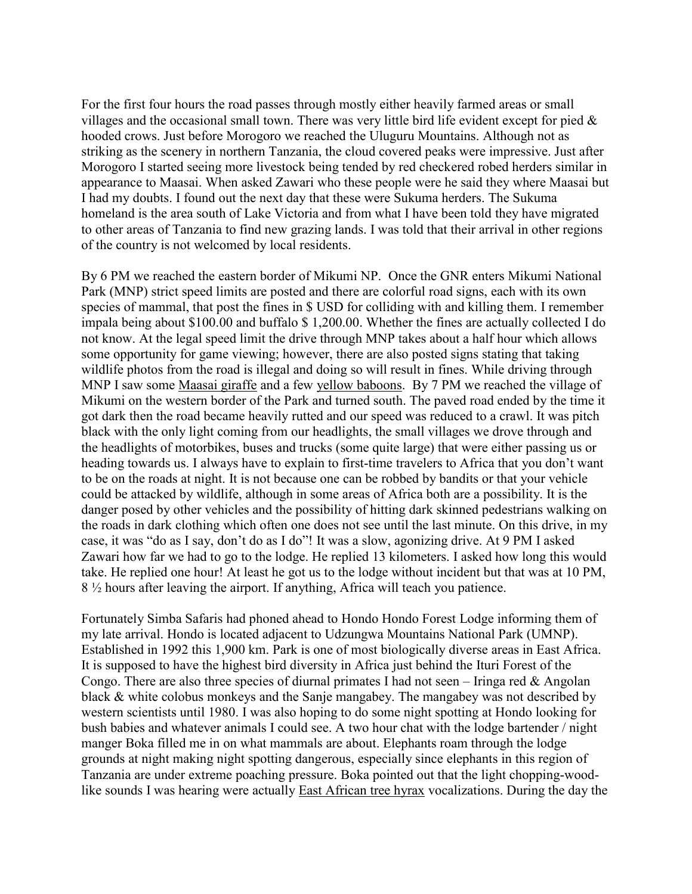For the first four hours the road passes through mostly either heavily farmed areas or small villages and the occasional small town. There was very little bird life evident except for pied & hooded crows. Just before Morogoro we reached the Uluguru Mountains. Although not as striking as the scenery in northern Tanzania, the cloud covered peaks were impressive. Just after Morogoro I started seeing more livestock being tended by red checkered robed herders similar in appearance to Maasai. When asked Zawari who these people were he said they where Maasai but I had my doubts. I found out the next day that these were Sukuma herders. The Sukuma homeland is the area south of Lake Victoria and from what I have been told they have migrated to other areas of Tanzania to find new grazing lands. I was told that their arrival in other regions of the country is not welcomed by local residents.

By 6 PM we reached the eastern border of Mikumi NP. Once the GNR enters Mikumi National Park (MNP) strict speed limits are posted and there are colorful road signs, each with its own species of mammal, that post the fines in $ USD for colliding with and killing them. I remember impala being about $100.00 and buffalo $ 1,200.00. Whether the fines are actually collected I do not know. At the legal speed limit the drive through MNP takes about a half hour which allows some opportunity for game viewing; however, there are also posted signs stating that taking wildlife photos from the road is illegal and doing so will result in fines. While driving through MNP I saw some Maasai giraffe and a few yellow baboons. By 7 PM we reached the village of Mikumi on the western border of the Park and turned south. The paved road ended by the time it got dark then the road became heavily rutted and our speed was reduced to a crawl. It was pitch black with the only light coming from our headlights, the small villages we drove through and the headlights of motorbikes, buses and trucks (some quite large) that were either passing us or heading towards us. I always have to explain to first-time travelers to Africa that you don't want to be on the roads at night. It is not because one can be robbed by bandits or that your vehicle could be attacked by wildlife, although in some areas of Africa both are a possibility. It is the danger posed by other vehicles and the possibility of hitting dark skinned pedestrians walking on the roads in dark clothing which often one does not see until the last minute. On this drive, in my case, it was "do as I say, don't do as I do"! It was a slow, agonizing drive. At 9 PM I asked Zawari how far we had to go to the lodge. He replied 13 kilometers. I asked how long this would take. He replied one hour! At least he got us to the lodge without incident but that was at 10 PM, 8 ½ hours after leaving the airport. If anything, Africa will teach you patience.

Fortunately Simba Safaris had phoned ahead to Hondo Hondo Forest Lodge informing them of my late arrival. Hondo is located adjacent to Udzungwa Mountains National Park (UMNP). Established in 1992 this 1,900 km. Park is one of most biologically diverse areas in East Africa. It is supposed to have the highest bird diversity in Africa just behind the Ituri Forest of the Congo. There are also three species of diurnal primates I had not seen – Iringa red & Angolan black & white colobus monkeys and the Sanje mangabey. The mangabey was not described by western scientists until 1980. I was also hoping to do some night spotting at Hondo looking for bush babies and whatever animals I could see. A two hour chat with the lodge bartender / night manger Boka filled me in on what mammals are about. Elephants roam through the lodge grounds at night making night spotting dangerous, especially since elephants in this region of Tanzania are under extreme poaching pressure. Boka pointed out that the light chopping-wood-like sounds I was hearing were actually East African tree hyrax vocalizations. During the day the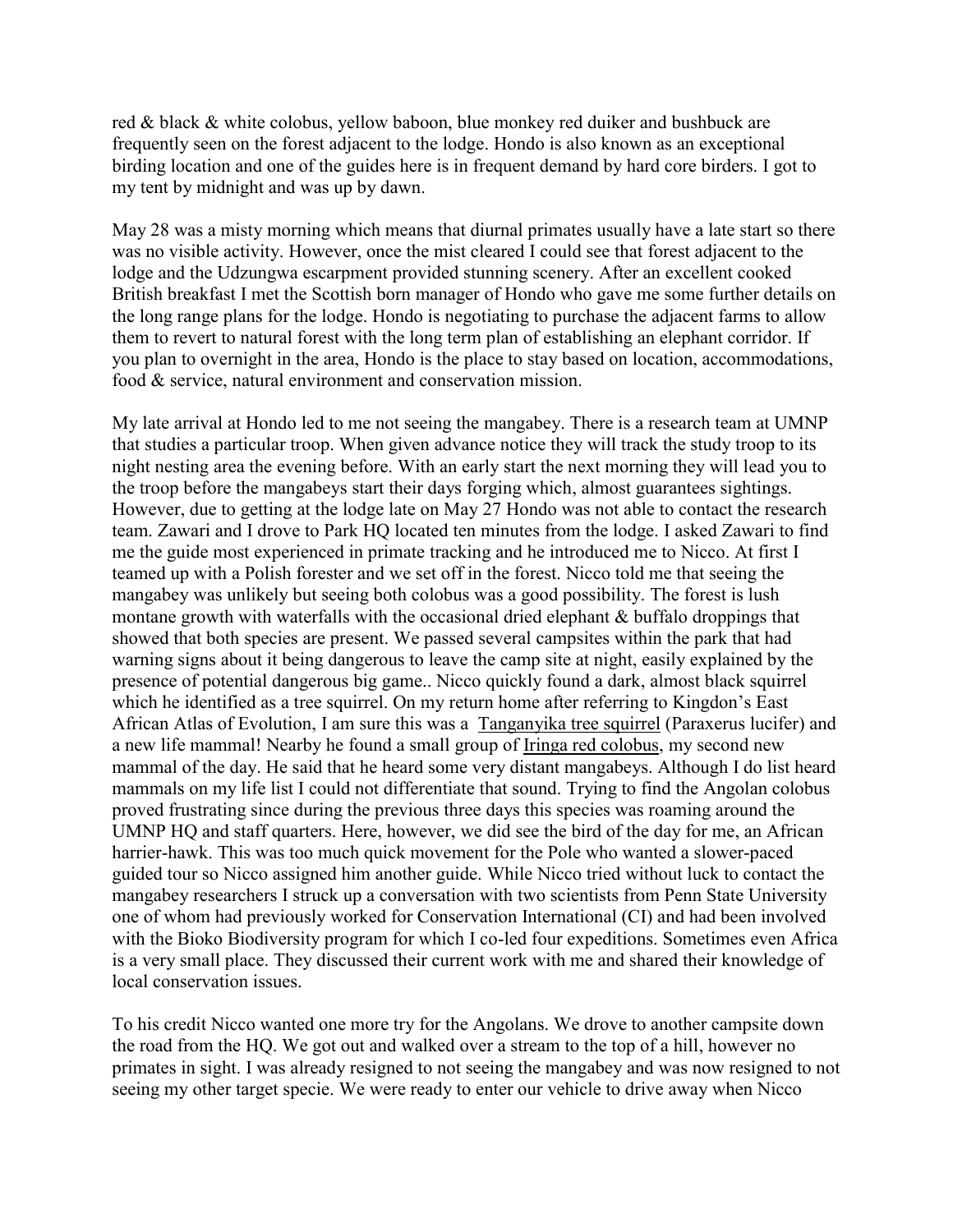red & black & white colobus, yellow baboon, blue monkey red duiker and bushbuck are frequently seen on the forest adjacent to the lodge. Hondo is also known as an exceptional birding location and one of the guides here is in frequent demand by hard core birders. I got to my tent by midnight and was up by dawn.

May 28 was a misty morning which means that diurnal primates usually have a late start so there was no visible activity. However, once the mist cleared I could see that forest adjacent to the lodge and the Udzungwa escarpment provided stunning scenery. After an excellent cooked British breakfast I met the Scottish born manager of Hondo who gave me some further details on the long range plans for the lodge. Hondo is negotiating to purchase the adjacent farms to allow them to revert to natural forest with the long term plan of establishing an elephant corridor. If you plan to overnight in the area, Hondo is the place to stay based on location, accommodations, food & service, natural environment and conservation mission.

My late arrival at Hondo led to me not seeing the mangabey. There is a research team at UMNP that studies a particular troop. When given advance notice they will track the study troop to its night nesting area the evening before. With an early start the next morning they will lead you to the troop before the mangabeys start their days forging which, almost guarantees sightings. However, due to getting at the lodge late on May 27 Hondo was not able to contact the research team. Zawari and I drove to Park HQ located ten minutes from the lodge. I asked Zawari to find me the guide most experienced in primate tracking and he introduced me to Nicco. At first I teamed up with a Polish forester and we set off in the forest. Nicco told me that seeing the mangabey was unlikely but seeing both colobus was a good possibility. The forest is lush montane growth with waterfalls with the occasional dried elephant & buffalo droppings that showed that both species are present. We passed several campsites within the park that had warning signs about it being dangerous to leave the camp site at night, easily explained by the presence of potential dangerous big game.. Nicco quickly found a dark, almost black squirrel which he identified as a tree squirrel. On my return home after referring to Kingdon's East African Atlas of Evolution, I am sure this was a Tanganyika tree squirrel (Paraxerus lucifer) and a new life mammal! Nearby he found a small group of Iringa red colobus, my second new mammal of the day. He said that he heard some very distant mangabeys. Although I do list heard mammals on my life list I could not differentiate that sound. Trying to find the Angolan colobus proved frustrating since during the previous three days this species was roaming around the UMNP HQ and staff quarters. Here, however, we did see the bird of the day for me, an African harrier-hawk. This was too much quick movement for the Pole who wanted a slower-paced guided tour so Nicco assigned him another guide. While Nicco tried without luck to contact the mangabey researchers I struck up a conversation with two scientists from Penn State University one of whom had previously worked for Conservation International (CI) and had been involved with the Bioko Biodiversity program for which I co-led four expeditions. Sometimes even Africa is a very small place. They discussed their current work with me and shared their knowledge of local conservation issues.

To his credit Nicco wanted one more try for the Angolans. We drove to another campsite down the road from the HQ. We got out and walked over a stream to the top of a hill, however no primates in sight. I was already resigned to not seeing the mangabey and was now resigned to not seeing my other target specie. We were ready to enter our vehicle to drive away when Nicco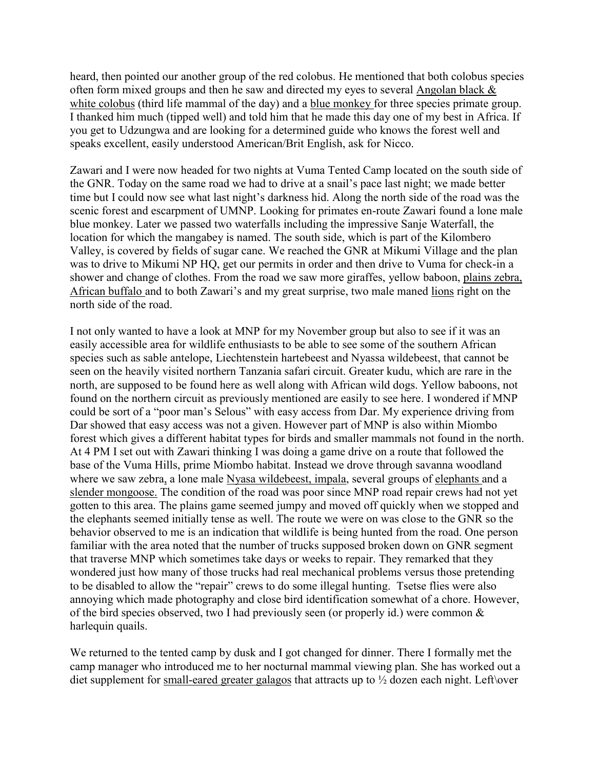heard, then pointed our another group of the red colobus. He mentioned that both colobus species often form mixed groups and then he saw and directed my eyes to several Angolan black & white colobus (third life mammal of the day) and a blue monkey for three species primate group. I thanked him much (tipped well) and told him that he made this day one of my best in Africa. If you get to Udzungwa and are looking for a determined guide who knows the forest well and speaks excellent, easily understood American/Brit English, ask for Nicco.

Zawari and I were now headed for two nights at Vuma Tented Camp located on the south side of the GNR. Today on the same road we had to drive at a snail's pace last night; we made better time but I could now see what last night's darkness hid. Along the north side of the road was the scenic forest and escarpment of UMNP. Looking for primates en-route Zawari found a lone male blue monkey. Later we passed two waterfalls including the impressive Sanje Waterfall, the location for which the mangabey is named. The south side, which is part of the Kilombero Valley, is covered by fields of sugar cane. We reached the GNR at Mikumi Village and the plan was to drive to Mikumi NP HQ, get our permits in order and then drive to Vuma for check-in a shower and change of clothes. From the road we saw more giraffes, yellow baboon, plains zebra, African buffalo and to both Zawari's and my great surprise, two male maned lions right on the north side of the road.

I not only wanted to have a look at MNP for my November group but also to see if it was an easily accessible area for wildlife enthusiasts to be able to see some of the southern African species such as sable antelope, Liechtenstein hartebeest and Nyassa wildebeest, that cannot be seen on the heavily visited northern Tanzania safari circuit. Greater kudu, which are rare in the north, are supposed to be found here as well along with African wild dogs. Yellow baboons, not found on the northern circuit as previously mentioned are easily to see here. I wondered if MNP could be sort of a "poor man's Selous" with easy access from Dar. My experience driving from Dar showed that easy access was not a given. However part of MNP is also within Miombo forest which gives a different habitat types for birds and smaller mammals not found in the north. At 4 PM I set out with Zawari thinking I was doing a game drive on a route that followed the base of the Vuma Hills, prime Miombo habitat. Instead we drove through savanna woodland where we saw zebra, a lone male Nyasa wildebeest, impala, several groups of elephants and a slender mongoose. The condition of the road was poor since MNP road repair crews had not yet gotten to this area. The plains game seemed jumpy and moved off quickly when we stopped and the elephants seemed initially tense as well. The route we were on was close to the GNR so the behavior observed to me is an indication that wildlife is being hunted from the road. One person familiar with the area noted that the number of trucks supposed broken down on GNR segment that traverse MNP which sometimes take days or weeks to repair. They remarked that they wondered just how many of those trucks had real mechanical problems versus those pretending to be disabled to allow the "repair" crews to do some illegal hunting. Tsetse flies were also annoying which made photography and close bird identification somewhat of a chore. However, of the bird species observed, two I had previously seen (or properly id.) were common & harlequin quails.

We returned to the tented camp by dusk and I got changed for dinner. There I formally met the camp manager who introduced me to her nocturnal mammal viewing plan. She has worked out a diet supplement for small-eared greater galagos that attracts up to ½ dozen each night. Left\over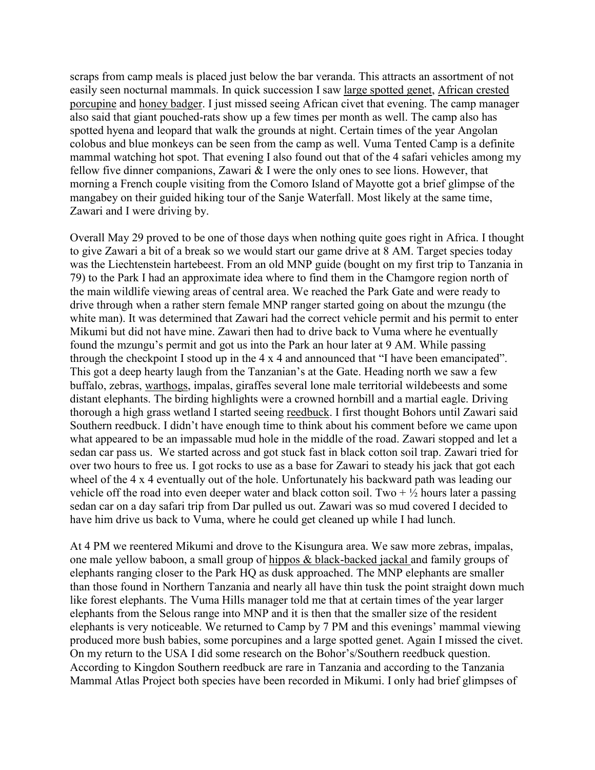scraps from camp meals is placed just below the bar veranda. This attracts an assortment of not easily seen nocturnal mammals. In quick succession I saw large spotted genet, African crested porcupine and honey badger. I just missed seeing African civet that evening. The camp manager also said that giant pouched-rats show up a few times per month as well. The camp also has spotted hyena and leopard that walk the grounds at night. Certain times of the year Angolan colobus and blue monkeys can be seen from the camp as well. Vuma Tented Camp is a definite mammal watching hot spot. That evening I also found out that of the 4 safari vehicles among my fellow five dinner companions, Zawari & I were the only ones to see lions. However, that morning a French couple visiting from the Comoro Island of Mayotte got a brief glimpse of the mangabey on their guided hiking tour of the Sanje Waterfall. Most likely at the same time, Zawari and I were driving by.

Overall May 29 proved to be one of those days when nothing quite goes right in Africa. I thought to give Zawari a bit of a break so we would start our game drive at 8 AM. Target species today was the Liechtenstein hartebeest. From an old MNP guide (bought on my first trip to Tanzania in 79) to the Park I had an approximate idea where to find them in the Chamgore region north of the main wildlife viewing areas of central area. We reached the Park Gate and were ready to drive through when a rather stern female MNP ranger started going on about the mzungu (the white man). It was determined that Zawari had the correct vehicle permit and his permit to enter Mikumi but did not have mine. Zawari then had to drive back to Vuma where he eventually found the mzungu's permit and got us into the Park an hour later at 9 AM. While passing through the checkpoint I stood up in the 4 x 4 and announced that "I have been emancipated". This got a deep hearty laugh from the Tanzanian's at the Gate. Heading north we saw a few buffalo, zebras, warthogs, impalas, giraffes several lone male territorial wildebeests and some distant elephants. The birding highlights were a crowned hornbill and a martial eagle. Driving thorough a high grass wetland I started seeing reedbuck. I first thought Bohors until Zawari said Southern reedbuck. I didn't have enough time to think about his comment before we came upon what appeared to be an impassable mud hole in the middle of the road. Zawari stopped and let a sedan car pass us. We started across and got stuck fast in black cotton soil trap. Zawari tried for over two hours to free us. I got rocks to use as a base for Zawari to steady his jack that got each wheel of the 4 x 4 eventually out of the hole. Unfortunately his backward path was leading our vehicle off the road into even deeper water and black cotton soil. Two + ½ hours later a passing sedan car on a day safari trip from Dar pulled us out. Zawari was so mud covered I decided to have him drive us back to Vuma, where he could get cleaned up while I had lunch.

At 4 PM we reentered Mikumi and drove to the Kisungura area. We saw more zebras, impalas, one male yellow baboon, a small group of hippos & black-backed jackal and family groups of elephants ranging closer to the Park HQ as dusk approached. The MNP elephants are smaller than those found in Northern Tanzania and nearly all have thin tusk the point straight down much like forest elephants. The Vuma Hills manager told me that at certain times of the year larger elephants from the Selous range into MNP and it is then that the smaller size of the resident elephants is very noticeable. We returned to Camp by 7 PM and this evenings' mammal viewing produced more bush babies, some porcupines and a large spotted genet. Again I missed the civet. On my return to the USA I did some research on the Bohor's/Southern reedbuck question. According to Kingdon Southern reedbuck are rare in Tanzania and according to the Tanzania Mammal Atlas Project both species have been recorded in Mikumi. I only had brief glimpses of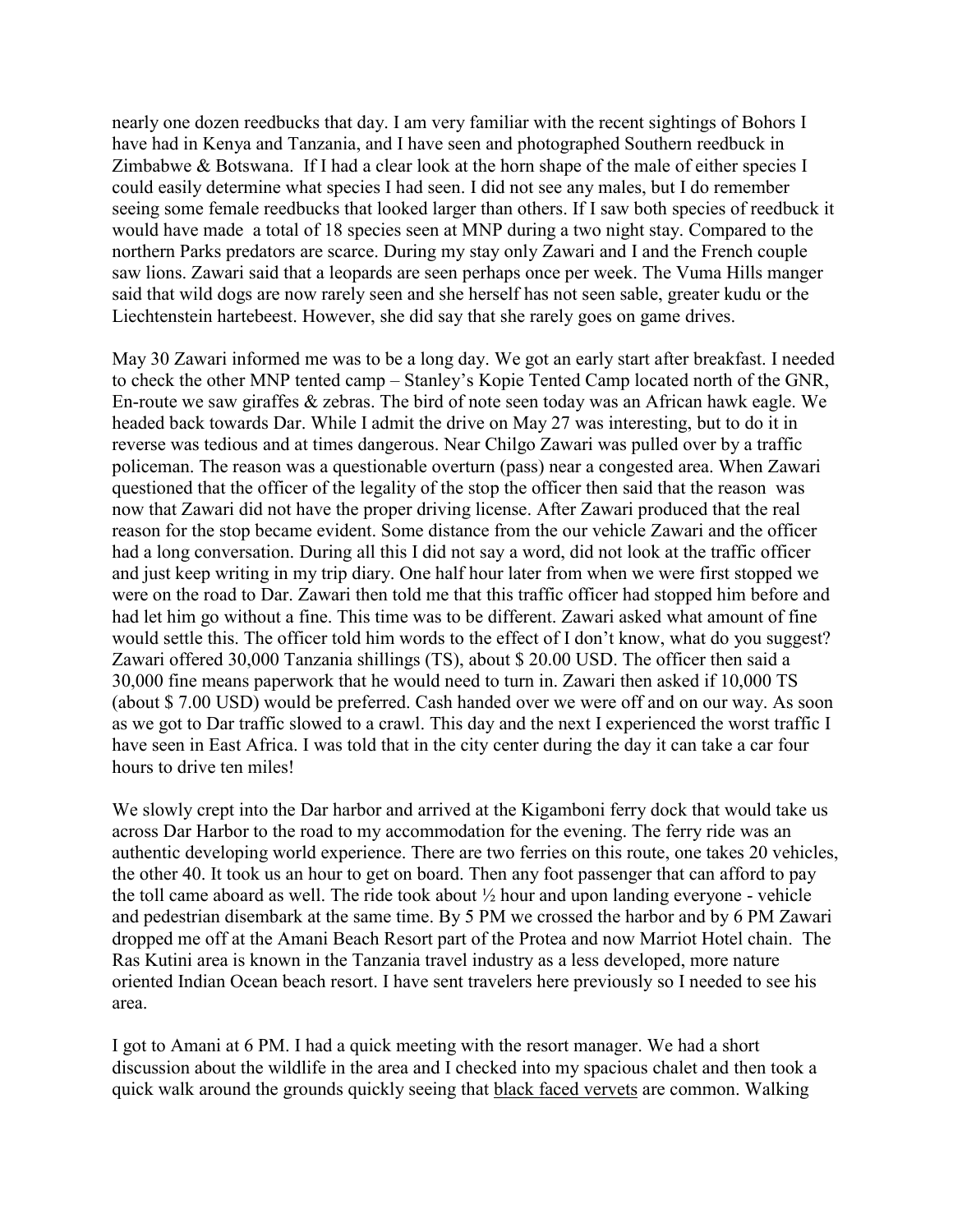nearly one dozen reedbucks that day. I am very familiar with the recent sightings of Bohors I have had in Kenya and Tanzania, and I have seen and photographed Southern reedbuck in Zimbabwe & Botswana. If I had a clear look at the horn shape of the male of either species I could easily determine what species I had seen. I did not see any males, but I do remember seeing some female reedbucks that looked larger than others. If I saw both species of reedbuck it would have made a total of 18 species seen at MNP during a two night stay. Compared to the northern Parks predators are scarce. During my stay only Zawari and I and the French couple saw lions. Zawari said that a leopards are seen perhaps once per week. The Vuma Hills manger said that wild dogs are now rarely seen and she herself has not seen sable, greater kudu or the Liechtenstein hartebeest. However, she did say that she rarely goes on game drives.

May 30 Zawari informed me was to be a long day. We got an early start after breakfast. I needed to check the other MNP tented camp – Stanley's Kopie Tented Camp located north of the GNR, En-route we saw giraffes & zebras. The bird of note seen today was an African hawk eagle. We headed back towards Dar. While I admit the drive on May 27 was interesting, but to do it in reverse was tedious and at times dangerous. Near Chilgo Zawari was pulled over by a traffic policeman. The reason was a questionable overturn (pass) near a congested area. When Zawari questioned that the officer of the legality of the stop the officer then said that the reason was now that Zawari did not have the proper driving license. After Zawari produced that the real reason for the stop became evident. Some distance from the our vehicle Zawari and the officer had a long conversation. During all this I did not say a word, did not look at the traffic officer and just keep writing in my trip diary. One half hour later from when we were first stopped we were on the road to Dar. Zawari then told me that this traffic officer had stopped him before and had let him go without a fine. This time was to be different. Zawari asked what amount of fine would settle this. The officer told him words to the effect of I don't know, what do you suggest? Zawari offered 30,000 Tanzania shillings (TS), about $ 20.00 USD. The officer then said a 30,000 fine means paperwork that he would need to turn in. Zawari then asked if 10,000 TS (about $ 7.00 USD) would be preferred. Cash handed over we were off and on our way. As soon as we got to Dar traffic slowed to a crawl. This day and the next I experienced the worst traffic I have seen in East Africa. I was told that in the city center during the day it can take a car four hours to drive ten miles!

We slowly crept into the Dar harbor and arrived at the Kigamboni ferry dock that would take us across Dar Harbor to the road to my accommodation for the evening. The ferry ride was an authentic developing world experience. There are two ferries on this route, one takes 20 vehicles, the other 40. It took us an hour to get on board. Then any foot passenger that can afford to pay the toll came aboard as well. The ride took about ½ hour and upon landing everyone - vehicle and pedestrian disembark at the same time. By 5 PM we crossed the harbor and by 6 PM Zawari dropped me off at the Amani Beach Resort part of the Protea and now Marriot Hotel chain. The Ras Kutini area is known in the Tanzania travel industry as a less developed, more nature oriented Indian Ocean beach resort. I have sent travelers here previously so I needed to see his area.

I got to Amani at 6 PM. I had a quick meeting with the resort manager. We had a short discussion about the wildlife in the area and I checked into my spacious chalet and then took a quick walk around the grounds quickly seeing that black faced vervets are common. Walking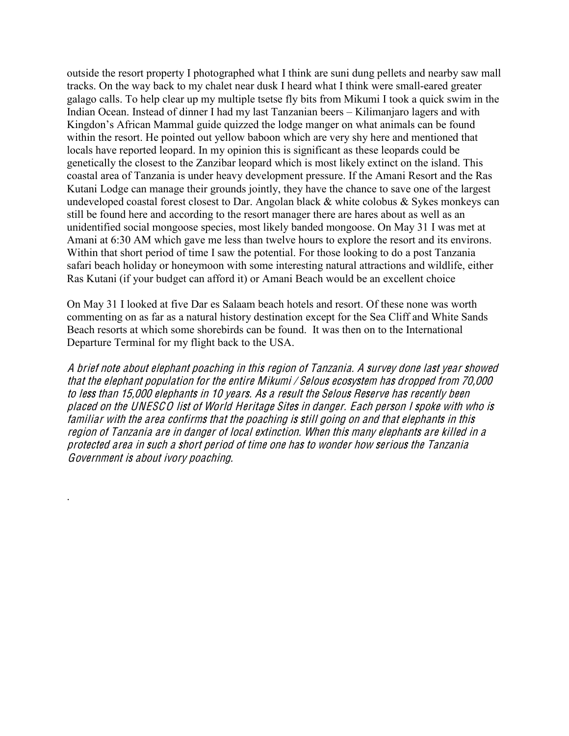outside the resort property I photographed what I think are suni dung pellets and nearby saw mall tracks. On the way back to my chalet near dusk I heard what I think were small-eared greater galago calls. To help clear up my multiple tsetse fly bits from Mikumi I took a quick swim in the Indian Ocean. Instead of dinner I had my last Tanzanian beers – Kilimanjaro lagers and with Kingdon's African Mammal guide quizzed the lodge manger on what animals can be found within the resort. He pointed out yellow baboon which are very shy here and mentioned that locals have reported leopard. In my opinion this is significant as these leopards could be genetically the closest to the Zanzibar leopard which is most likely extinct on the island. This coastal area of Tanzania is under heavy development pressure. If the Amani Resort and the Ras Kutani Lodge can manage their grounds jointly, they have the chance to save one of the largest undeveloped coastal forest closest to Dar. Angolan black & white colobus & Sykes monkeys can still be found here and according to the resort manager there are hares about as well as an unidentified social mongoose species, most likely banded mongoose. On May 31 I was met at Amani at 6:30 AM which gave me less than twelve hours to explore the resort and its environs. Within that short period of time I saw the potential. For those looking to do a post Tanzania safari beach holiday or honeymoon with some interesting natural attractions and wildlife, either Ras Kutani (if your budget can afford it) or Amani Beach would be an excellent choice

On May 31 I looked at five Dar es Salaam beach hotels and resort. Of these none was worth commenting on as far as a natural history destination except for the Sea Cliff and White Sands Beach resorts at which some shorebirds can be found. It was then on to the International Departure Terminal for my flight back to the USA.

*A brief note about elephant poaching in this region of Tanzania. A survey done last year showed that the elephant population for the entire Mikumi / Selous ecosystem has dropped from 70,000 to less than 15,000 elephants in 10 years. As a result the Selous Reserve has recently been placed on the UNESCO list of World Heritage Sites in danger. Each person I spoke with who is familiar with the area confirms that the poaching is still going on and that elephants in this region of Tanzania are in danger of local extinction. When this many elephants are killed in a protected area in such a short period of time one has to wonder how serious the Tanzania Government is about ivory poaching.*

.